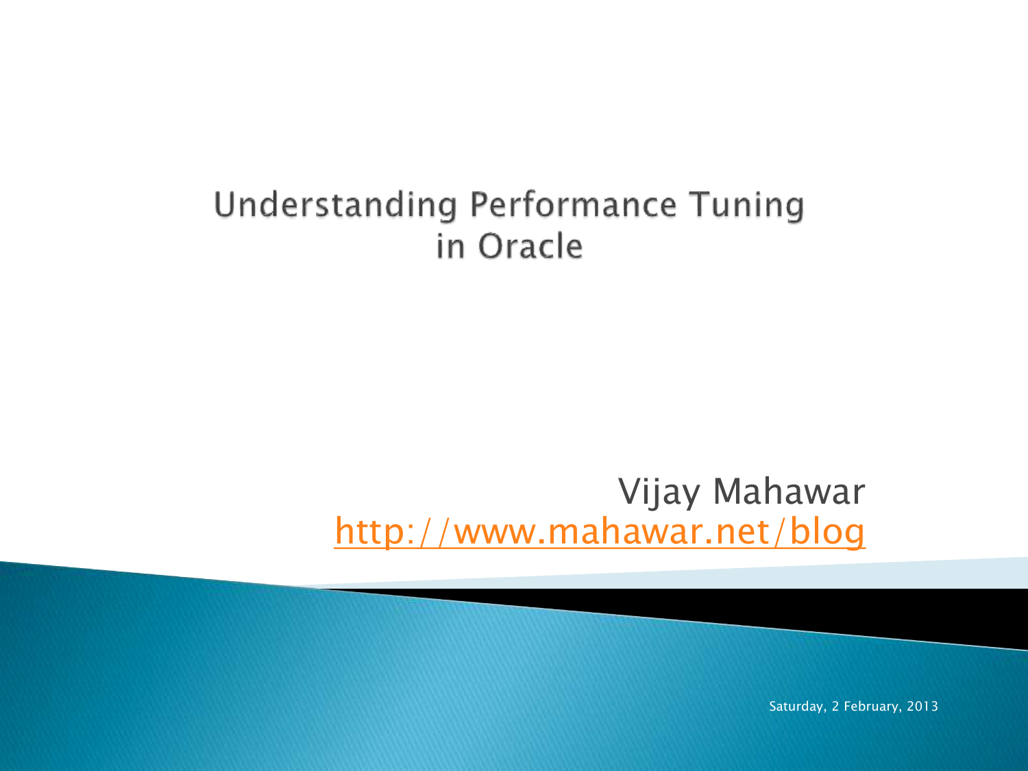# Understanding Performance Tuning in Oracle

Vijay Mahawar
http://www.mahawar.net/blog

Saturday, 2 February, 2013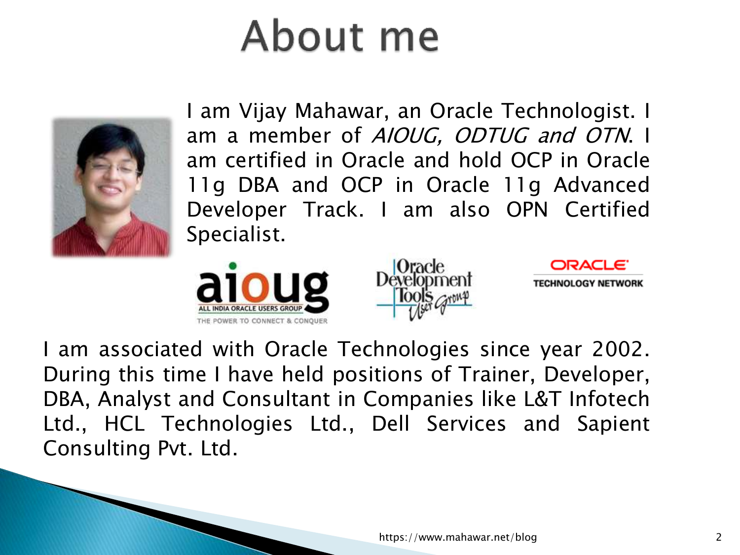# About me

I am Vijay Mahawar, an Oracle Technologist. I am a member of *AIOUG, ODTUG and OTN*. I am certified in Oracle and hold OCP in Oracle 11g DBA and OCP in Oracle 11g Advanced Developer Track. I am also OPN Certified Specialist.

I am associated with Oracle Technologies since year 2002. During this time I have held positions of Trainer, Developer, DBA, Analyst and Consultant in Companies like L&T Infotech Ltd., HCL Technologies Ltd., Dell Services and Sapient Consulting Pvt. Ltd.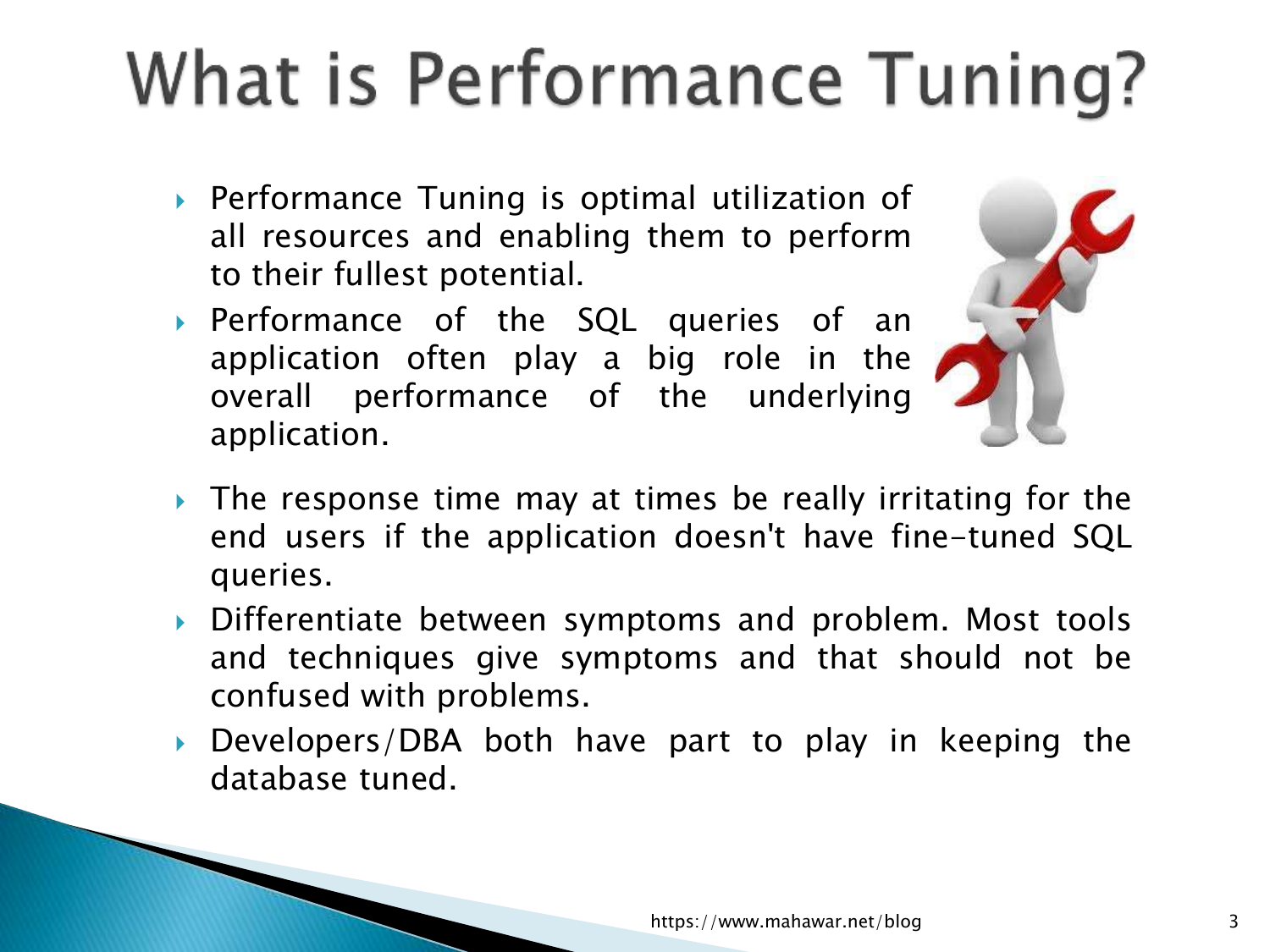# What is Performance Tuning?

- Performance Tuning is optimal utilization of all resources and enabling them to perform to their fullest potential.
- Performance of the SQL queries of an application often play a big role in the overall performance of the underlying application.
- The response time may at times be really irritating for the end users if the application doesn't have fine-tuned SQL queries.
- Differentiate between symptoms and problem. Most tools and techniques give symptoms and that should not be confused with problems.
- Developers/DBA both have part to play in keeping the database tuned.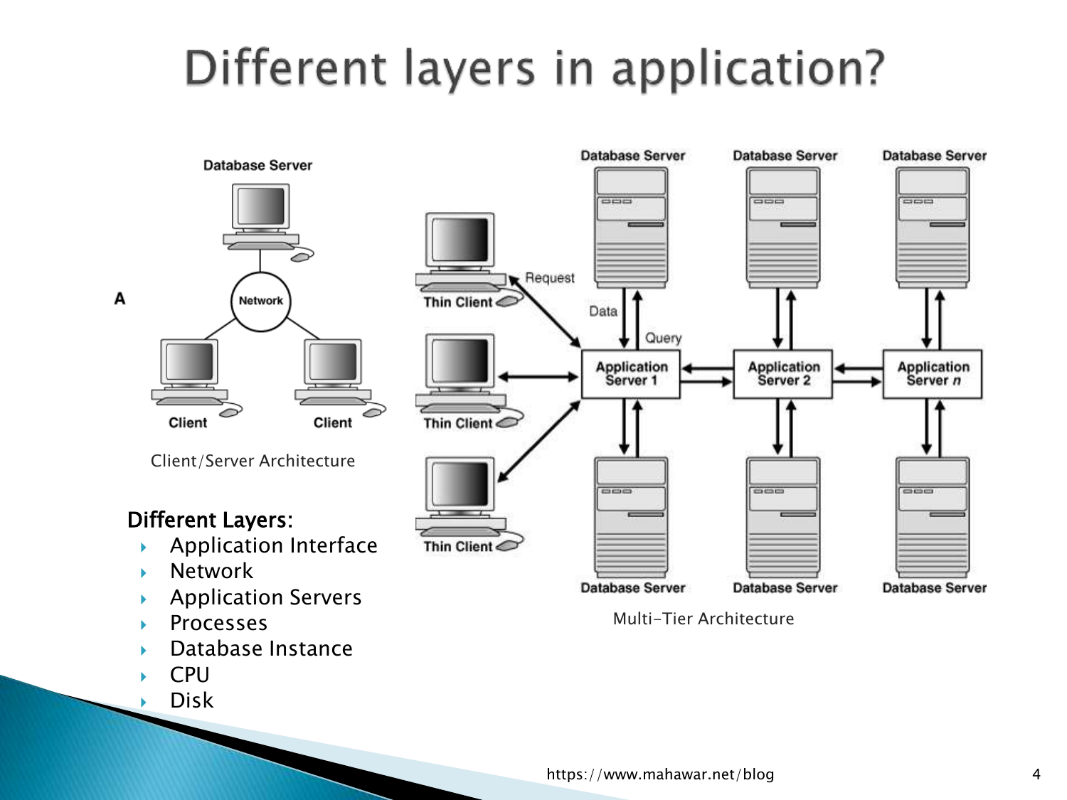# Different layers in application?

Client/Server Architecture

Multi-Tier Architecture

**Different Layers:**

- Application Interface
- Network
- Application Servers
- Processes
- Database Instance
- CPU
- Disk

https://www.mahawar.net/blog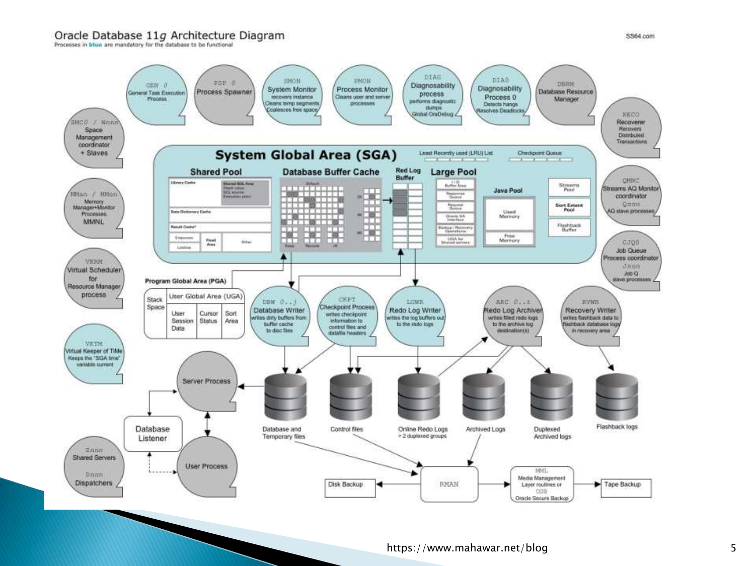# Oracle Database 11*g* Architecture Diagram

Processes in blue are mandatory for the database to be functional

SS64.com

**GEN 0** General Task Execution Process

**PSP 0** Process Spawner

**SMON** System Monitor: recovers instance, Cleans temp segments, Coalesces free space

**PMON** Process Monitor: Cleans user and server processes

**DIAG** Diagnosability process: performs diagnostic dumps, Global OraDebug

**DIA0** Diagnosability Process 0: Detects hangs, Resolves Deadlocks

**DBRM** Database Resource Manager

**SMC0 / Wnnn** Space Management coordinator + Slaves

**RECO** Recoverer: Recovers Distributed Transactions

**MMan / MMon** Memory Manager+Monitor Processes, MMNL

**QMNC** Streams AQ Monitor coordinator; **Qnnn** AQ slave processes

**VKRM** Virtual Scheduler for Resource Manager process

**CJQ0** Job Queue Process coordinator; **Jnnn** Job Q slave processes

**VKTM** Virtual Keeper of TiMe: Keeps the "SGA time" variable current

## System Global Area (SGA)

Least Recently used (LRU) List — Checkpoint Queue

- **Shared Pool**: Library Cache (Shared SQL Area: Hash value, SQL source, Execution plan), Data Dictionary Cache, Result Cache, Enqueues, Latches, Fixed Area, Other
- **Database Buffer Cache**: Default, 2K, 4K, 8K, Keep, Recycle, nK
- **Redo Log Buffer**
- **Large Pool**: I/O Buffer Area, Response Queue, Request Queue, Oracle XA Interface, Backup / Recovery Operations, UGA for Shared servers
- **Java Pool**: Used Memory, Free Memory
- Streams Pool
- Sort Extent Pool
- Flashback Buffer

## Program Global Area (PGA)

Stack Space; User Global Area (UGA): User Session Data, Cursor Status, Sort Area

**DBW 0..j** Database Writer: writes dirty buffers from buffer cache to disc files

**CKPT** Checkpoint Process: writes checkpoint information to control files and datafile headers

**LGWR** Redo Log Writer: writes the log buffers out to the redo logs

**ARC 0..t** Redo Log Archiver: writes filled redo logs to the archive log destination(s)

**RVWR** Recovery Writer: writes flashback data to flashback database logs in recovery area

Server Process — Database Listener — User Process

**Snnn** Shared Servers; **Dnnn** Dispatchers

Database and Temporary files — Control files — Online Redo Logs (> 2 duplexed groups) — Archived Logs — Duplexed Archived logs — Flashback logs

Disk Backup ← RMAN → MML (Media Management Layer routines or OSB Oracle Secure Backup) → Tape Backup

https://www.mahawar.net/blog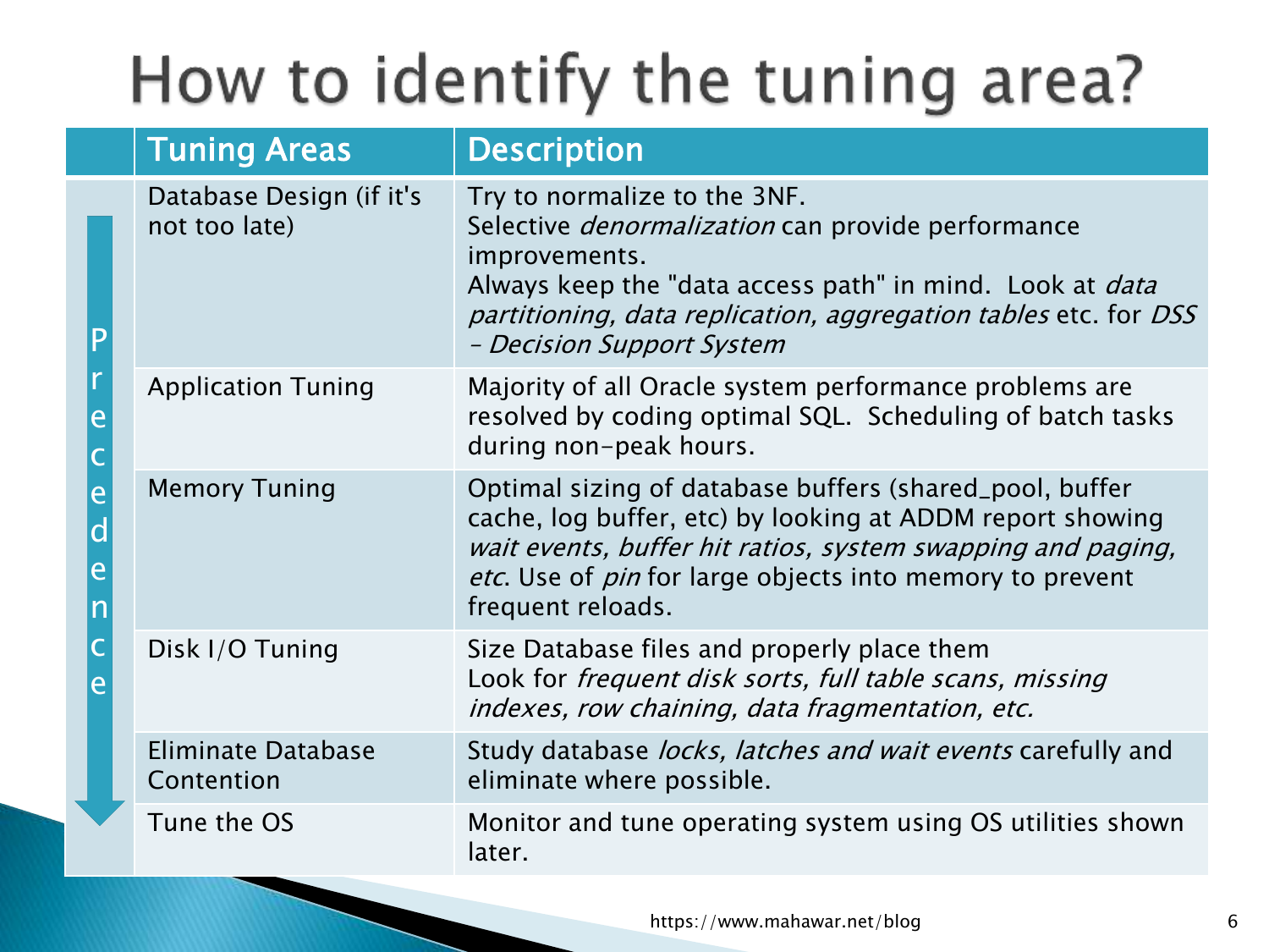# How to identify the tuning area?

| Precedence | Tuning Areas | Description |
|---|---|---|
| ↓ | Database Design (if it's not too late) | Try to normalize to the 3NF.<br>Selective *denormalization* can provide performance improvements.<br>Always keep the "data access path" in mind. Look at *data partitioning, data replication, aggregation tables* etc. for *DSS – Decision Support System* |
| | Application Tuning | Majority of all Oracle system performance problems are resolved by coding optimal SQL. Scheduling of batch tasks during non-peak hours. |
| | Memory Tuning | Optimal sizing of database buffers (shared_pool, buffer cache, log buffer, etc) by looking at ADDM report showing *wait events, buffer hit ratios, system swapping and paging, etc*. Use of *pin* for large objects into memory to prevent frequent reloads. |
| | Disk I/O Tuning | Size Database files and properly place them<br>Look for *frequent disk sorts, full table scans, missing indexes, row chaining, data fragmentation, etc.* |
| | Eliminate Database Contention | Study database *locks, latches and wait events* carefully and eliminate where possible. |
| | Tune the OS | Monitor and tune operating system using OS utilities shown later. |

https://www.mahawar.net/blog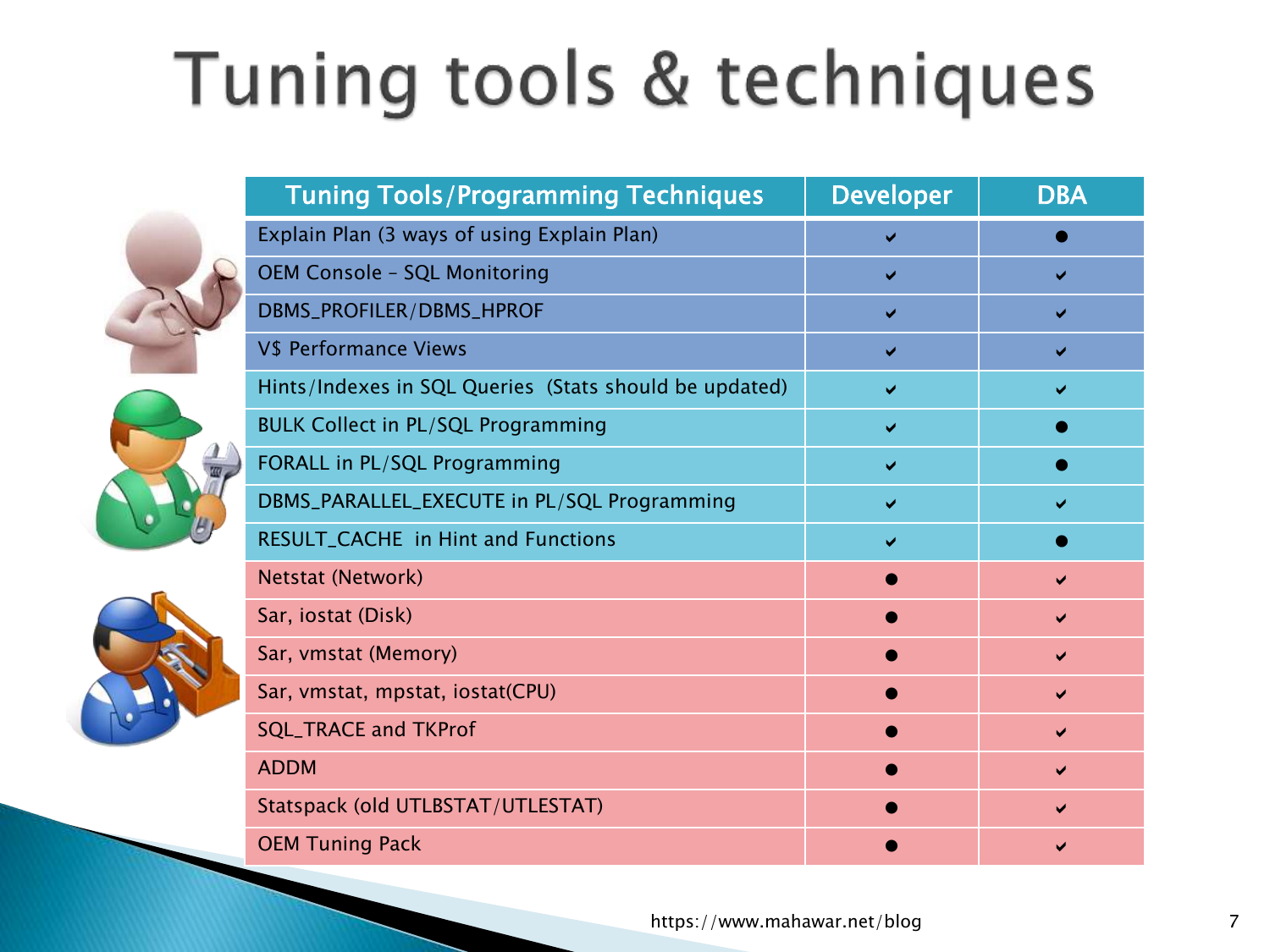# Tuning tools & techniques

| Tuning Tools/Programming Techniques | Developer | DBA |
|---|---|---|
| Explain Plan (3 ways of using Explain Plan) | ✔ | ● |
| OEM Console – SQL Monitoring | ✔ | ✔ |
| DBMS_PROFILER/DBMS_HPROF | ✔ | ✔ |
| V$ Performance Views | ✔ | ✔ |
| Hints/Indexes in SQL Queries (Stats should be updated) | ✔ | ✔ |
| BULK Collect in PL/SQL Programming | ✔ | ● |
| FORALL in PL/SQL Programming | ✔ | ● |
| DBMS_PARALLEL_EXECUTE in PL/SQL Programming | ✔ | ✔ |
| RESULT_CACHE in Hint and Functions | ✔ | ● |
| Netstat (Network) | ● | ✔ |
| Sar, iostat (Disk) | ● | ✔ |
| Sar, vmstat (Memory) | ● | ✔ |
| Sar, vmstat, mpstat, iostat(CPU) | ● | ✔ |
| SQL_TRACE and TKProf | ● | ✔ |
| ADDM | ● | ✔ |
| Statspack (old UTLBSTAT/UTLESTAT) | ● | ✔ |
| OEM Tuning Pack | ● | ✔ |

https://www.mahawar.net/blog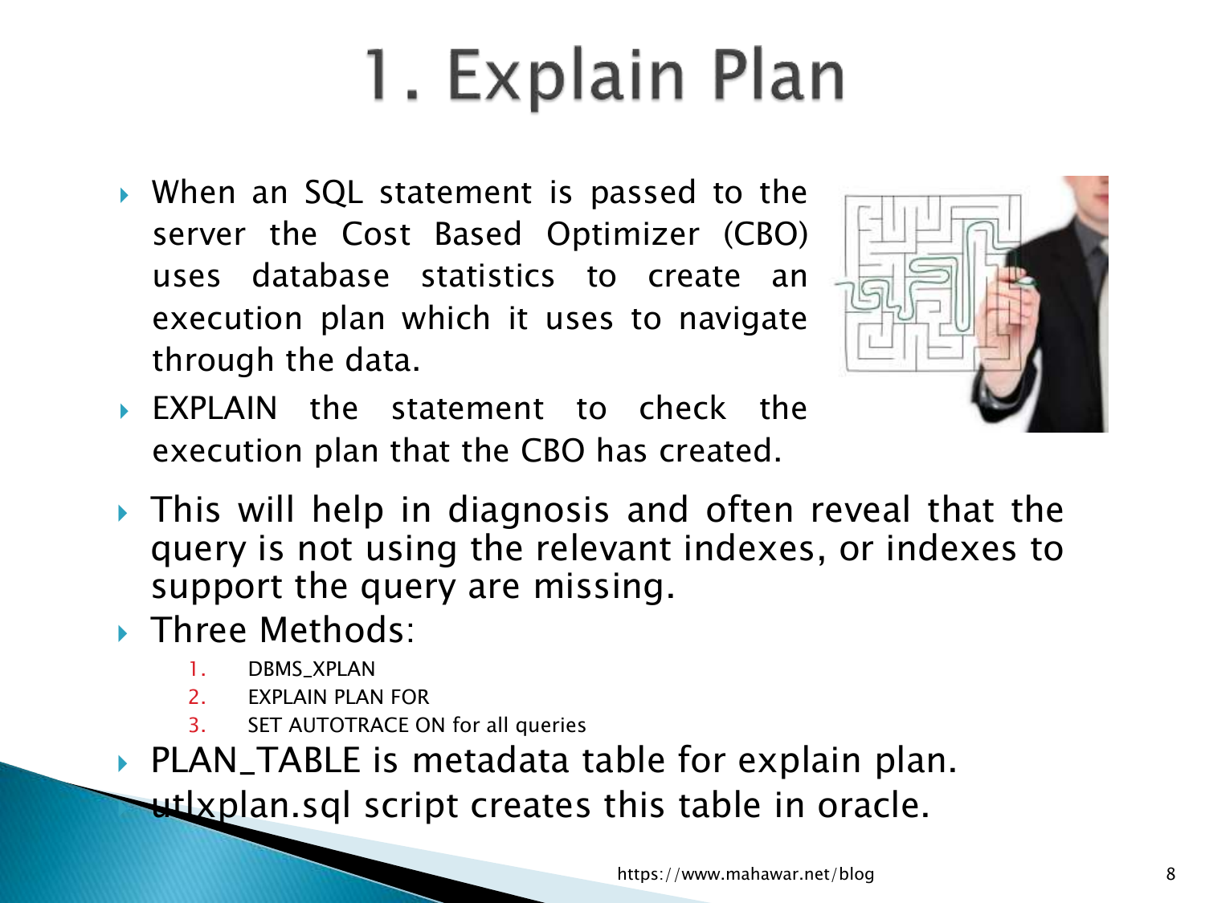# 1. Explain Plan

- When an SQL statement is passed to the server the Cost Based Optimizer (CBO) uses database statistics to create an execution plan which it uses to navigate through the data.
- EXPLAIN the statement to check the execution plan that the CBO has created.
- This will help in diagnosis and often reveal that the query is not using the relevant indexes, or indexes to support the query are missing.
- Three Methods:
  1. DBMS_XPLAN
  2. EXPLAIN PLAN FOR
  3. SET AUTOTRACE ON for all queries
- PLAN_TABLE is metadata table for explain plan. utlxplan.sql script creates this table in oracle.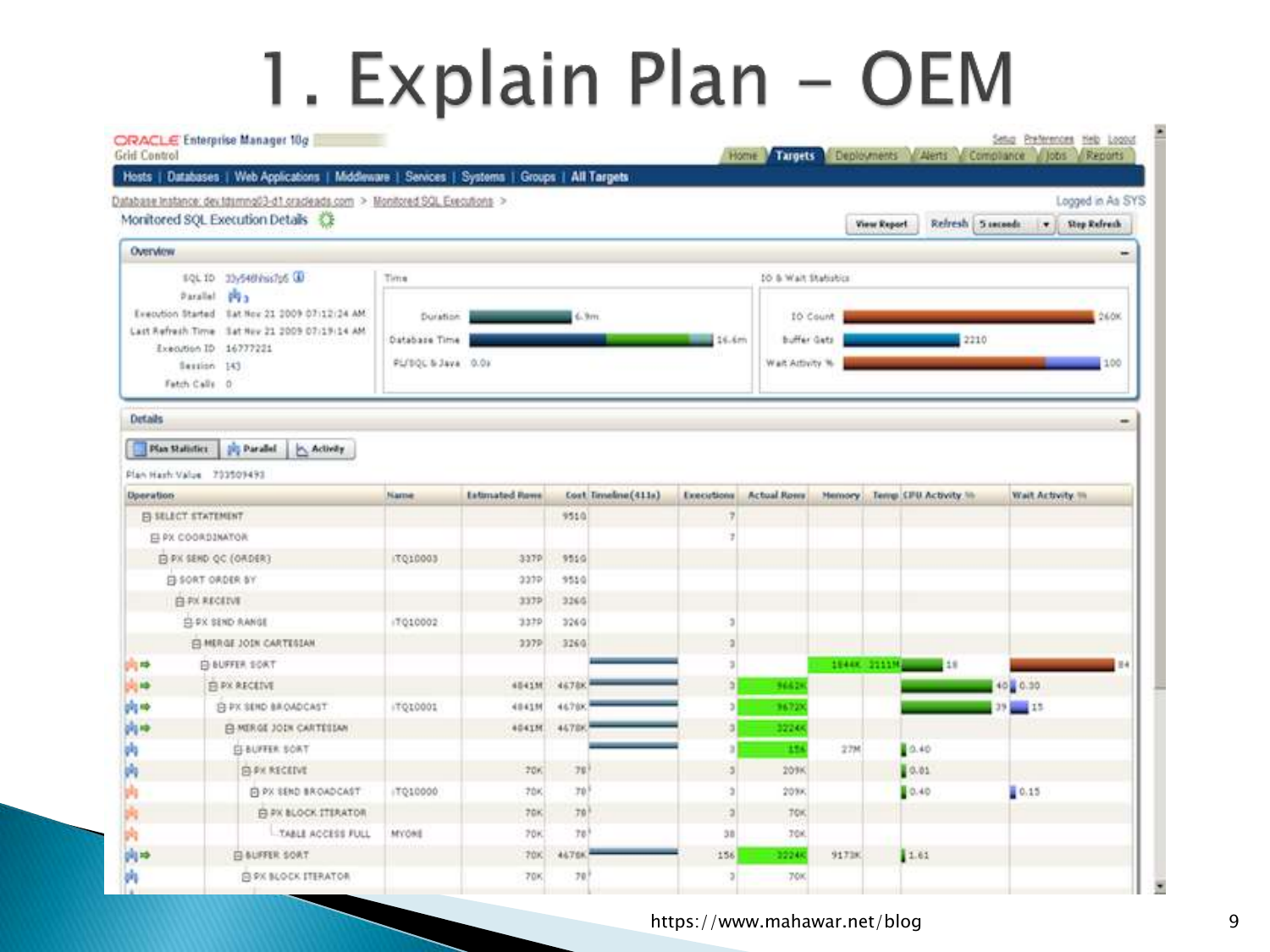# 1. Explain Plan – OEM

ORACLE Enterprise Manager 10g
Grid Control

Setup Preferences Help Logout

Home | Targets | Deployments | Alerts | Compliance | Jobs | Reports

Hosts | Databases | Web Applications | Middleware | Services | Systems | Groups | All Targets

Database Instance: dev.tdsmmq03-d1.oracleads.com > Monitored SQL Executions >

Logged in As SYS

## Monitored SQL Execution Details

View Report | Refresh 5 seconds | Stop Refresh

### Overview

- SQL ID: 33y546hhis7p6
- Parallel: 3
- Execution Started: Sat Nov 21 2009 07:12:24 AM
- Last Refresh Time: Sat Nov 21 2009 07:19:14 AM
- Execution ID: 16777221
- Session: 143
- Fetch Calls: 0

**Time**

- Duration: 6.9m
- Database Time: 16.6m
- PL/SQL & Java: 0.0s

**IO & Wait Statistics**

- IO Count: 260K
- Buffer Gets: 2210
- Wait Activity %: 100

### Details

Plan Statistics | Parallel | Activity

Plan Hash Value: 733509493

| Operation | Name | Estimated Rows | Cost | Timeline(411s) | Executions | Actual Rows | Memory | Temp | CPU Activity % | Wait Activity % |
|---|---|---|---|---|---|---|---|---|---|---|
| SELECT STATEMENT | | | 9510 | | 7 | | | | | |
| PX COORDINATOR | | | | | 7 | | | | | |
| PX SEND QC (ORDER) | :TQ10003 | 337P | 9510 | | | | | | | |
| SORT ORDER BY | | 337P | 9510 | | | | | | | |
| PX RECEIVE | | 337P | 3260 | | | | | | | |
| PX SEND RANGE | :TQ10002 | 337P | 3260 | | 3 | | | | | |
| MERGE JOIN CARTESIAN | | 337P | 3260 | | 3 | | | | | |
| BUFFER SORT | | | | | 3 | | 1844K | 2111M | 18 | 84 |
| PX RECEIVE | | 4841M | 4678K | | 3 | 9662K | | | 40 | 0.30 |
| PX SEND BROADCAST | :TQ10001 | 4841M | 4678K | | 3 | 9672K | | | 39 | 15 |
| MERGE JOIN CARTESIAN | | 4841M | 4678K | | 3 | 3224K | | | | |
| BUFFER SORT | | | | | 3 | 156 | 27M | | 0.40 | |
| PX RECEIVE | | 70K | 78 | | 3 | 209K | | | 0.01 | |
| PX SEND BROADCAST | :TQ10000 | 70K | 78 | | 3 | 209K | | | 0.40 | 0.15 |
| PX BLOCK ITERATOR | | 70K | 78 | | 3 | 70K | | | | |
| TABLE ACCESS FULL | MYOBJ | 70K | 78 | | 38 | 70K | | | | |
| BUFFER SORT | | 70K | 4678K | | 156 | 3224K | 9173K | | 1.61 | |
| PX BLOCK ITERATOR | | 70K | 78 | | 3 | 70K | | | | |

https://www.mahawar.net/blog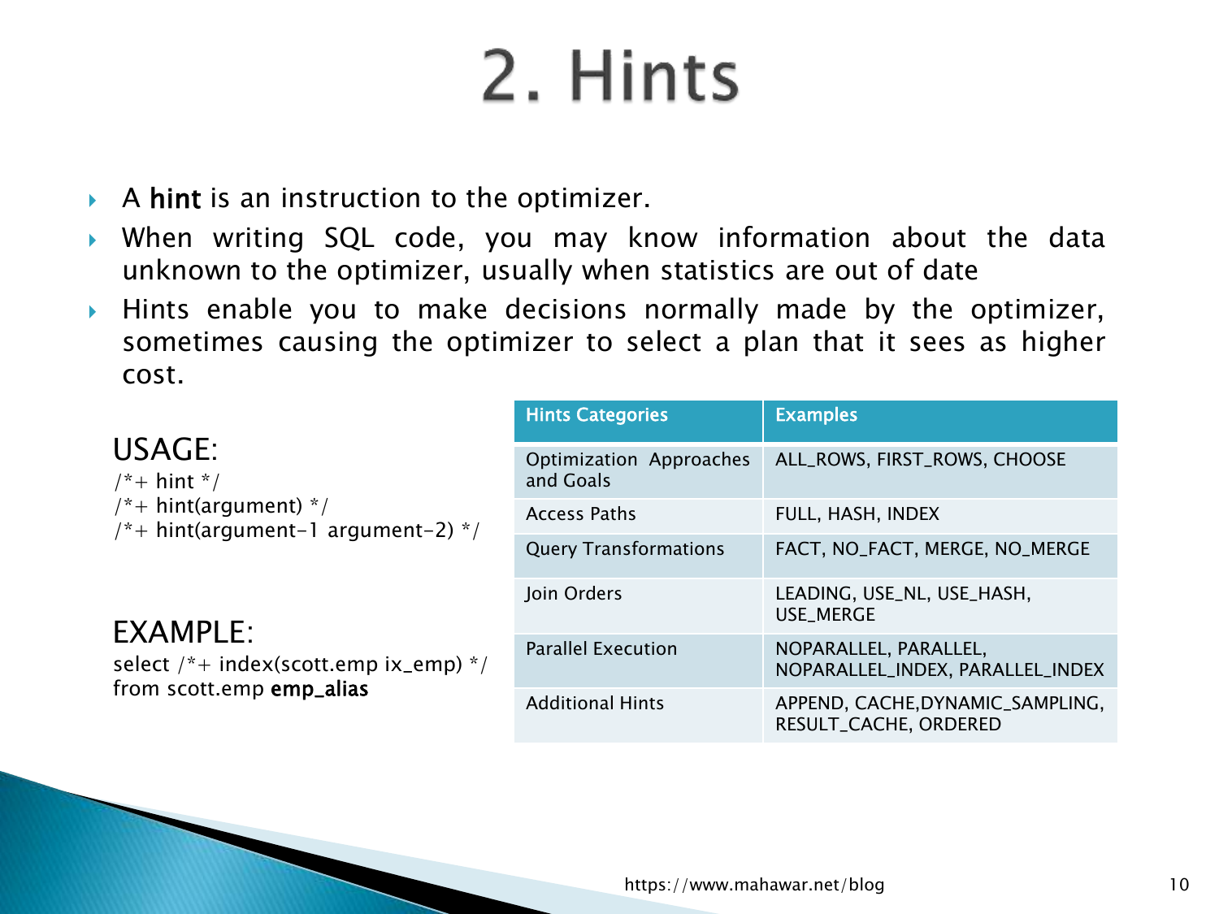# 2. Hints

- A **hint** is an instruction to the optimizer.
- When writing SQL code, you may know information about the data unknown to the optimizer, usually when statistics are out of date
- Hints enable you to make decisions normally made by the optimizer, sometimes causing the optimizer to select a plan that it sees as higher cost.

## USAGE:

```
/*+ hint */
/*+ hint(argument) */
/*+ hint(argument-1 argument-2) */
```

## EXAMPLE:

```
select /*+ index(scott.emp ix_emp) */
from scott.emp emp_alias
```

| Hints Categories | Examples |
|---|---|
| Optimization Approaches and Goals | ALL_ROWS, FIRST_ROWS, CHOOSE |
| Access Paths | FULL, HASH, INDEX |
| Query Transformations | FACT, NO_FACT, MERGE, NO_MERGE |
| Join Orders | LEADING, USE_NL, USE_HASH, USE_MERGE |
| Parallel Execution | NOPARALLEL, PARALLEL, NOPARALLEL_INDEX, PARALLEL_INDEX |
| Additional Hints | APPEND, CACHE,DYNAMIC_SAMPLING, RESULT_CACHE, ORDERED |

https://www.mahawar.net/blog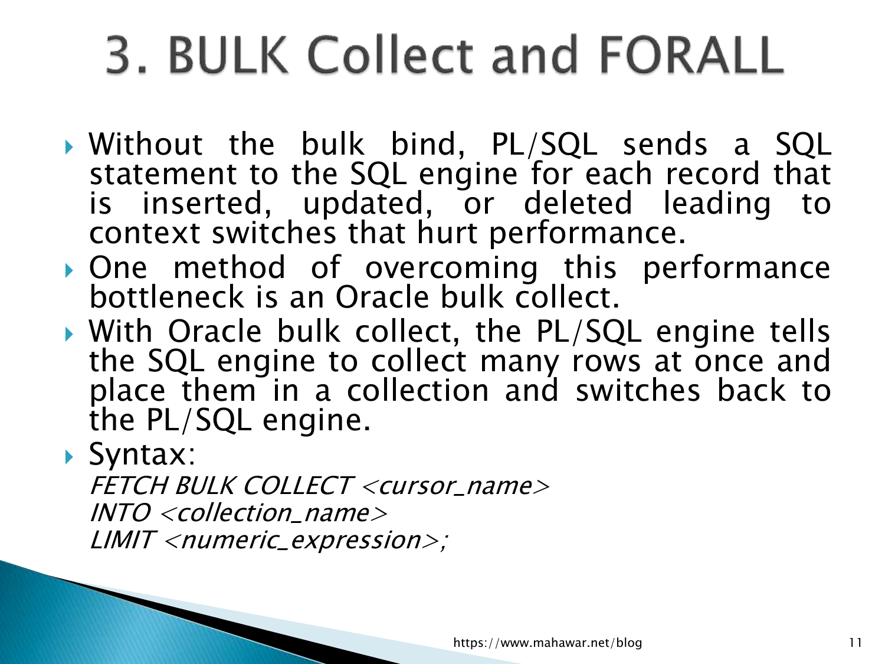# 3. BULK Collect and FORALL

- Without the bulk bind, PL/SQL sends a SQL statement to the SQL engine for each record that is inserted, updated, or deleted leading to context switches that hurt performance.
- One method of overcoming this performance bottleneck is an Oracle bulk collect.
- With Oracle bulk collect, the PL/SQL engine tells the SQL engine to collect many rows at once and place them in a collection and switches back to the PL/SQL engine.
- Syntax:

```
FETCH BULK COLLECT <cursor_name>
INTO <collection_name>
LIMIT <numeric_expression>;
```

https://www.mahawar.net/blog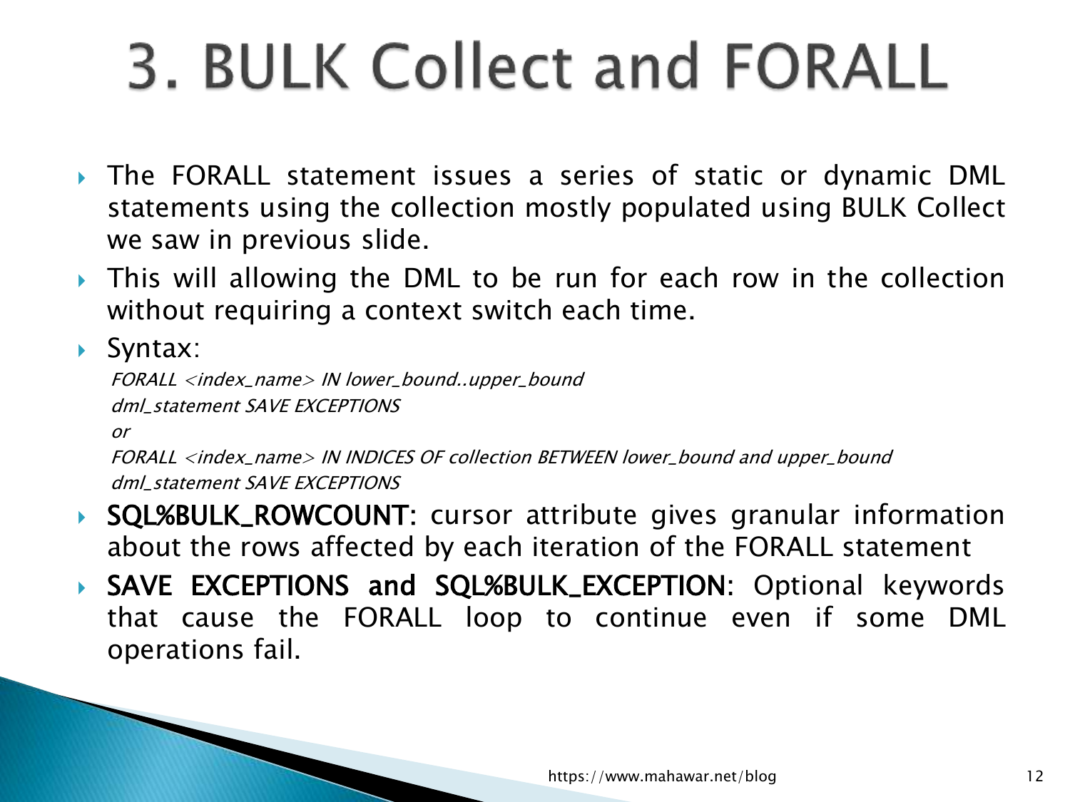# 3. BULK Collect and FORALL

- The FORALL statement issues a series of static or dynamic DML statements using the collection mostly populated using BULK Collect we saw in previous slide.
- This will allowing the DML to be run for each row in the collection without requiring a context switch each time.
- Syntax:

```
FORALL <index_name> IN lower_bound..upper_bound
dml_statement SAVE EXCEPTIONS
or
FORALL <index_name> IN INDICES OF collection BETWEEN lower_bound and upper_bound
dml_statement SAVE EXCEPTIONS
```

- **SQL%BULK_ROWCOUNT:** cursor attribute gives granular information about the rows affected by each iteration of the FORALL statement
- **SAVE EXCEPTIONS and SQL%BULK_EXCEPTION:** Optional keywords that cause the FORALL loop to continue even if some DML operations fail.

https://www.mahawar.net/blog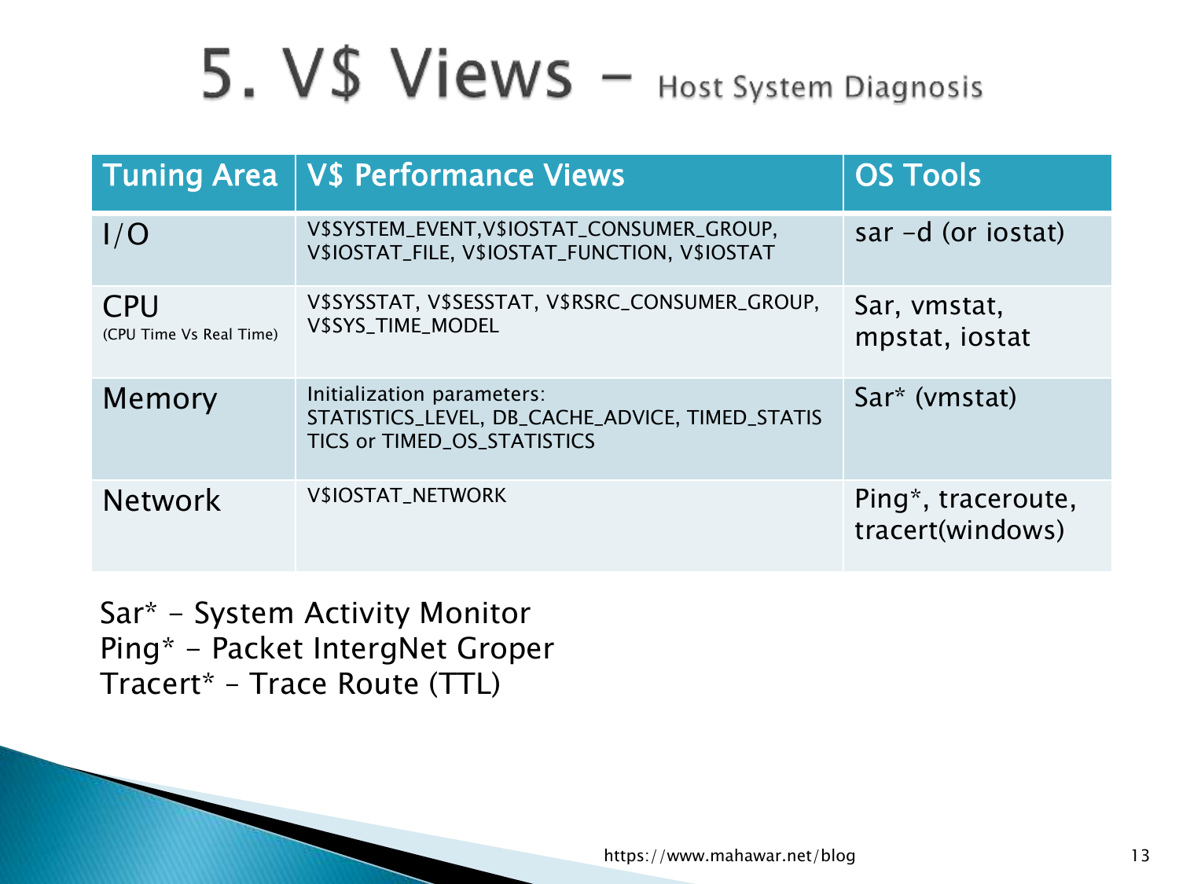# 5. V$ Views – Host System Diagnosis

| Tuning Area | V$ Performance Views | OS Tools |
|---|---|---|
| I/O | V$SYSTEM_EVENT,V$IOSTAT_CONSUMER_GROUP, V$IOSTAT_FILE, V$IOSTAT_FUNCTION, V$IOSTAT | sar –d (or iostat) |
| CPU (CPU Time Vs Real Time) | V$SYSSTAT, V$SESSTAT, V$RSRC_CONSUMER_GROUP, V$SYS_TIME_MODEL | Sar, vmstat, mpstat, iostat |
| Memory | Initialization parameters: STATISTICS_LEVEL, DB_CACHE_ADVICE, TIMED_STATISTICS or TIMED_OS_STATISTICS | Sar* (vmstat) |
| Network | V$IOSTAT_NETWORK | Ping*, traceroute, tracert(windows) |

Sar* - System Activity Monitor
Ping* - Packet IntergNet Groper
Tracert* – Trace Route (TTL)

https://www.mahawar.net/blog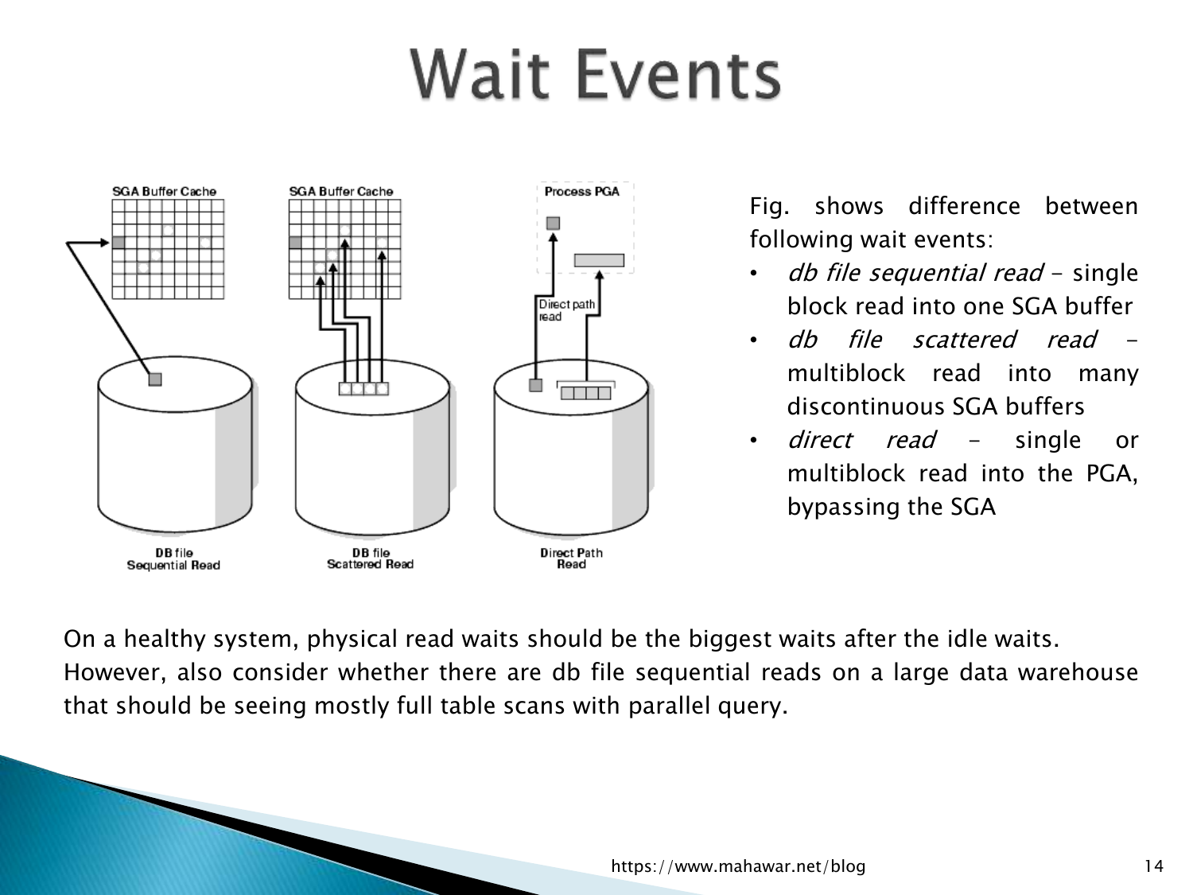# Wait Events

Fig. shows difference between following wait events:

- *db file sequential read* – single block read into one SGA buffer
- *db file scattered read* – multiblock read into many discontinuous SGA buffers
- *direct read* – single or multiblock read into the PGA, bypassing the SGA

On a healthy system, physical read waits should be the biggest waits after the idle waits. However, also consider whether there are db file sequential reads on a large data warehouse that should be seeing mostly full table scans with parallel query.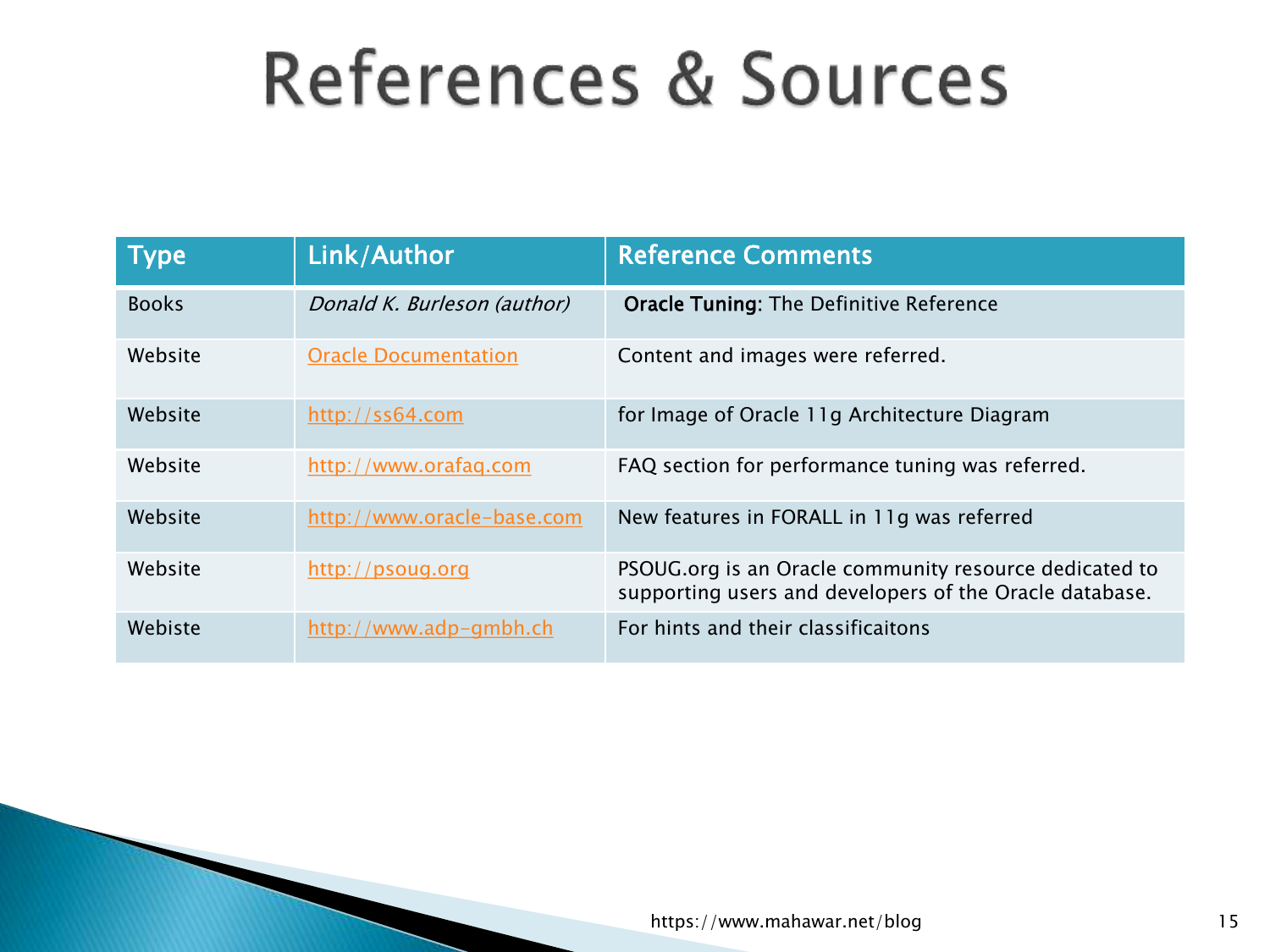# References & Sources

| Type | Link/Author | Reference Comments |
| --- | --- | --- |
| Books | *Donald K. Burleson (author)* | **Oracle Tuning:** The Definitive Reference |
| Website | Oracle Documentation | Content and images were referred. |
| Website | http://ss64.com | for Image of Oracle 11g Architecture Diagram |
| Website | http://www.orafaq.com | FAQ section for performance tuning was referred. |
| Website | http://www.oracle-base.com | New features in FORALL in 11g was referred |
| Website | http://psoug.org | PSOUG.org is an Oracle community resource dedicated to supporting users and developers of the Oracle database. |
| Webiste | http://www.adp-gmbh.ch | For hints and their classificaitons |

https://www.mahawar.net/blog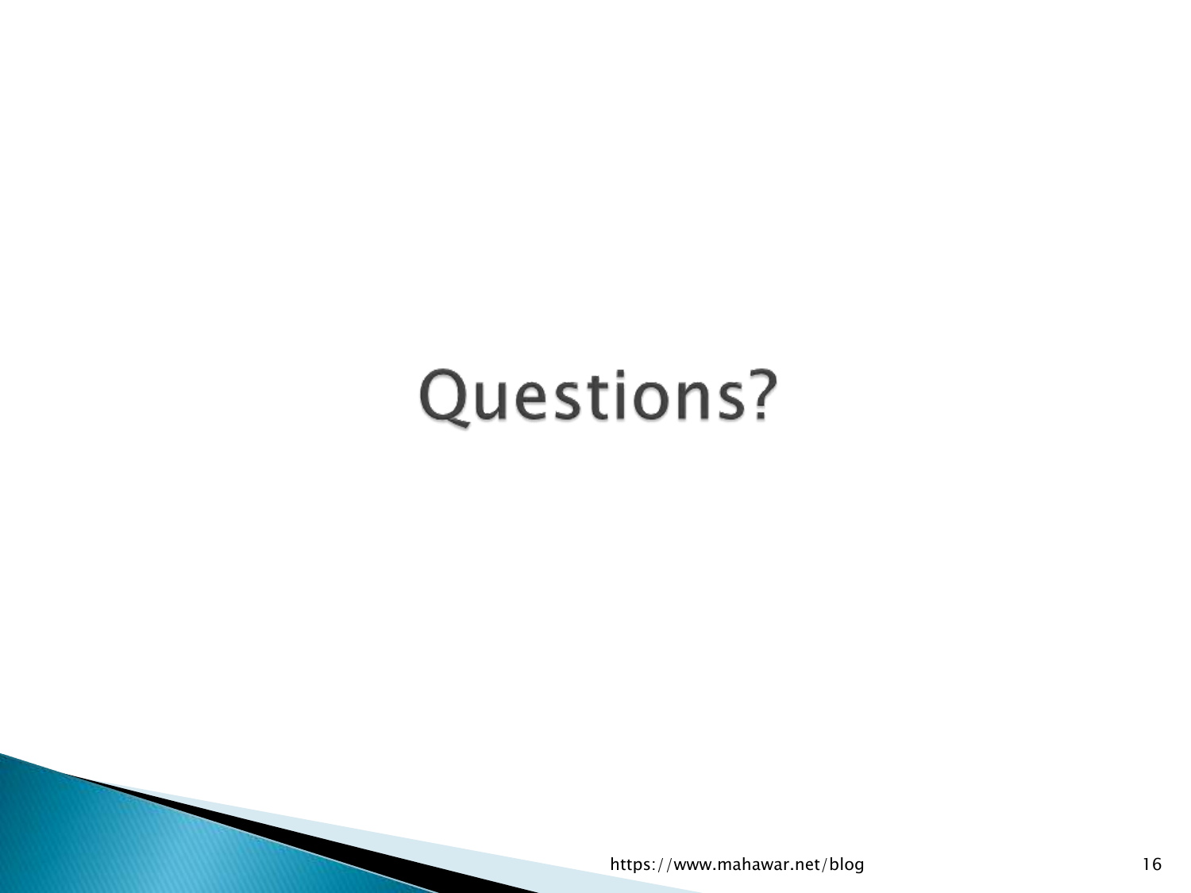# Questions?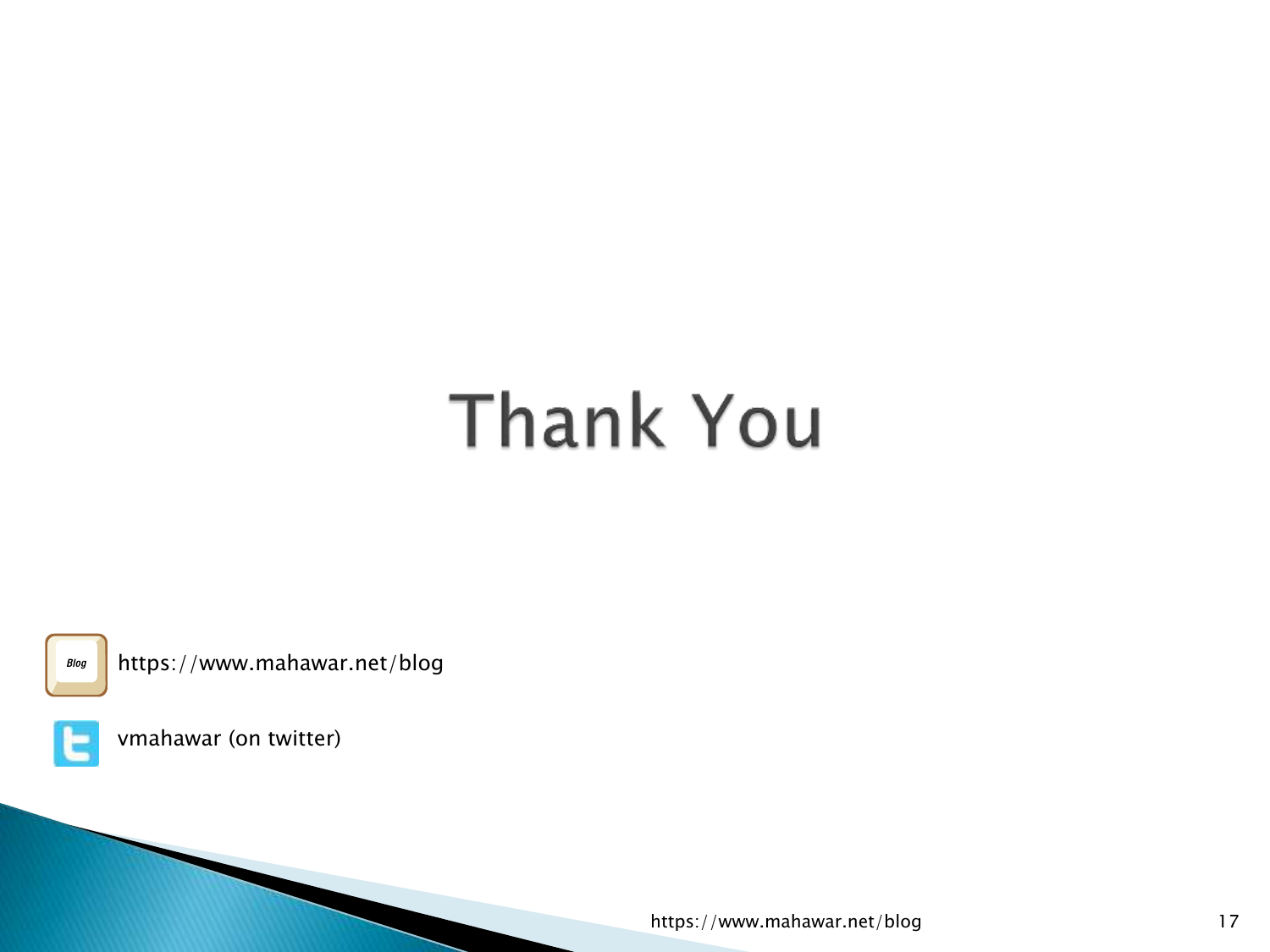# Thank You

https://www.mahawar.net/blog

vmahawar (on twitter)